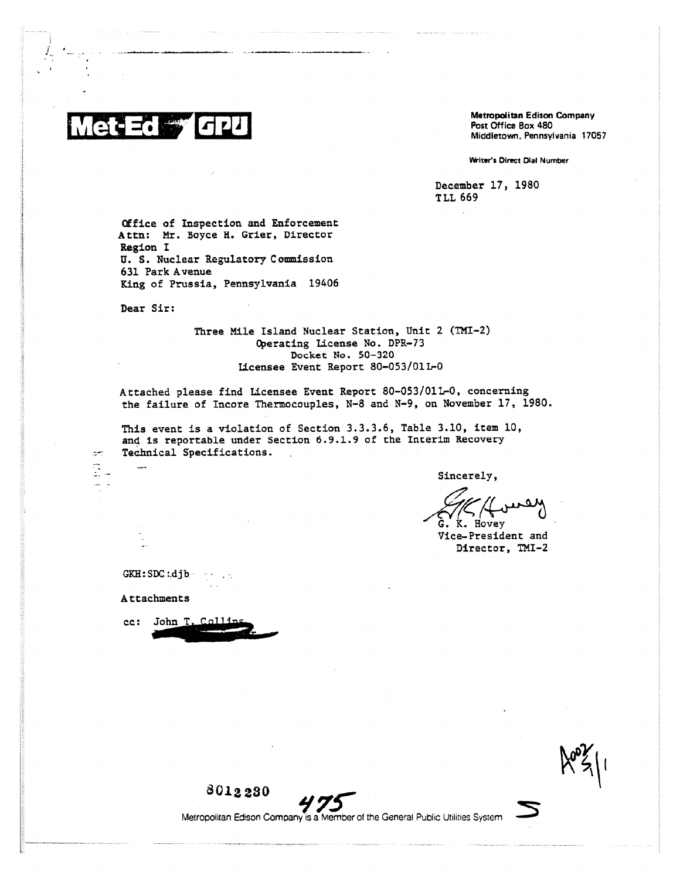**Met-Ed GPU**

Metropolitan Edison Company
Post Office Box 480
Middletown, Pennsylvania 17057

Writer's Direct Dial Number

December 17, 1980
TLL 669

Office of Inspection and Enforcement
Attn: Mr. Boyce H. Grier, Director
Region I
U. S. Nuclear Regulatory Commission
631 Park Avenue
King of Prussia, Pennsylvania 19406

Dear Sir:

Three Mile Island Nuclear Station, Unit 2 (TMI-2)
Operating License No. DPR-73
Docket No. 50-320
Licensee Event Report 80-053/01L-0

Attached please find Licensee Event Report 80-053/01L-0, concerning the failure of Incore Thermocouples, N-8 and N-9, on November 17, 1980.

This event is a violation of Section 3.3.3.6, Table 3.10, item 10, and is reportable under Section 6.9.1.9 of the Interim Recovery Technical Specifications.

Sincerely,

G. K. Hovey
Vice-President and
Director, TMI-2

GKH:SDC:djb

Attachments

cc: John T. Collins

8012230 475

Metropolitan Edison Company is a Member of the General Public Utilities System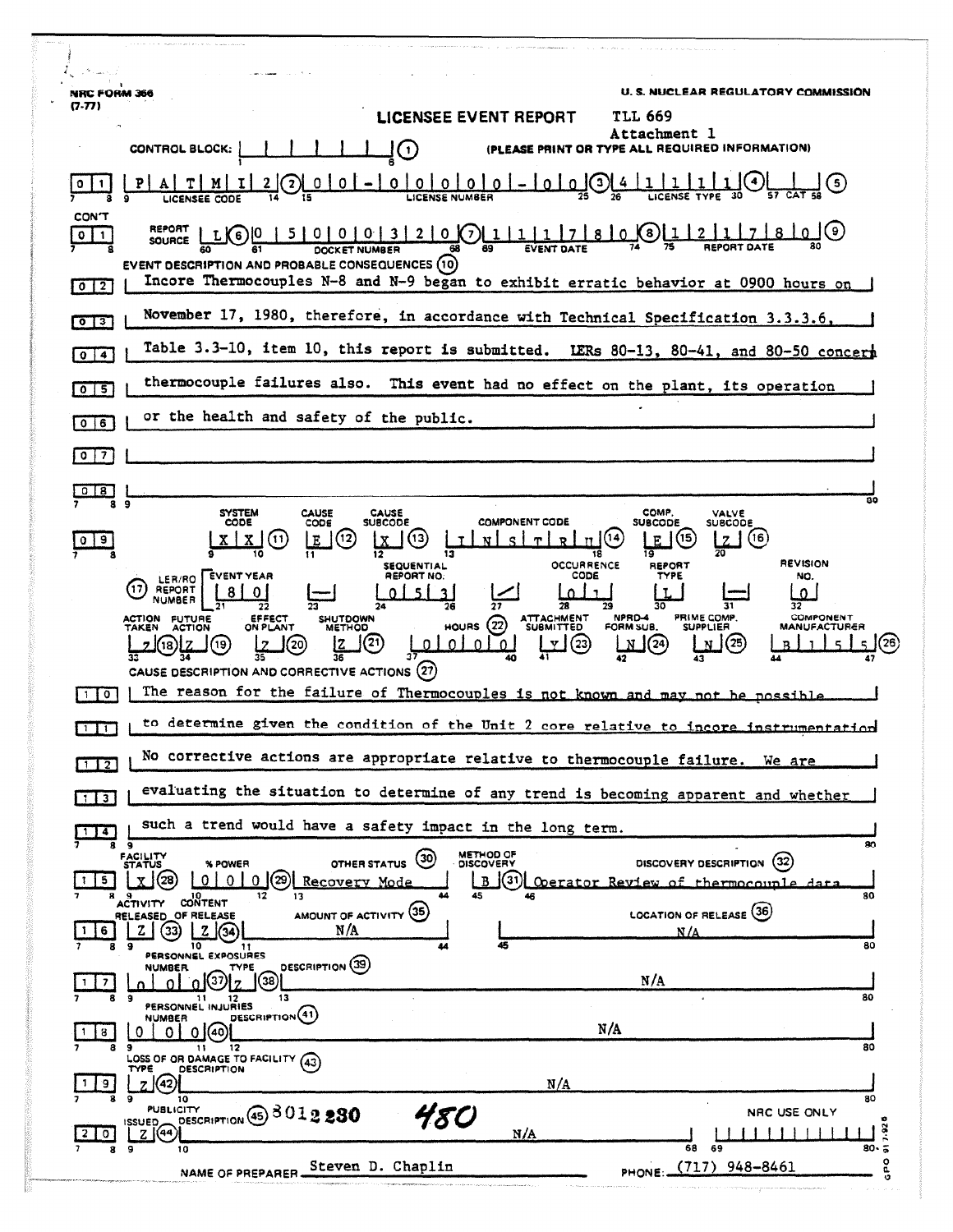NRC FORM 366
(7-77)

U. S. NUCLEAR REGULATORY COMMISSION

# LICENSEE EVENT REPORT

TLL 669
Attachment 1

CONTROL BLOCK: | | | | | | | (1) (PLEASE PRINT OR TYPE ALL REQUIRED INFORMATION)

| 0 | 1 | P A T M I 2 (2) 0 0 - 0 0 0 0 0 - 0 0 (3) 4 1 1 1 1 (4) | | (5)
LICENSEE CODE — LICENSE NUMBER — LICENSE TYPE — CAT

CON'T | 0 | 1 | REPORT SOURCE L (6) 0 5 0 0 0 3 2 0 (7) 1 1 1 7 8 0 (8) 1 2 1 7 8 0 (9)
DOCKET NUMBER — EVENT DATE — REPORT DATE

EVENT DESCRIPTION AND PROBABLE CONSEQUENCES (10)

| 0 | 2 | Incore Thermocouples N-8 and N-9 began to exhibit erratic behavior at 0900 hours on
| 0 | 3 | November 17, 1980, therefore, in accordance with Technical Specification 3.3.3.6,
| 0 | 4 | Table 3.3-10, item 10, this report is submitted. LERs 80-13, 80-41, and 80-50 concern
| 0 | 5 | thermocouple failures also. This event had no effect on the plant, its operation
| 0 | 6 | or the health and safety of the public.
| 0 | 7 |
| 0 | 8 |

| 0 | 9 |

| SYSTEM CODE | CAUSE CODE | CAUSE SUBCODE | COMPONENT CODE | COMP. SUBCODE | VALVE SUBCODE |
|---|---|---|---|---|---|
| X X (11) | E (12) | X (13) | I N S T R U (14) | E (15) | Z (16) |

(17) LER/RO REPORT NUMBER

| EVENT YEAR | | SEQUENTIAL REPORT NO. | | OCCURRENCE CODE | REPORT TYPE | | REVISION NO. |
|---|---|---|---|---|---|---|---|
| 8 0 | — | 0 5 3 | / | 0 1 | L | — | 0 |

| ACTION TAKEN | FUTURE ACTION | EFFECT ON PLANT | SHUTDOWN METHOD | HOURS (22) | ATTACHMENT SUBMITTED | NPRD-4 FORM SUB. | PRIME COMP. SUPPLIER | COMPONENT MANUFACTURER |
|---|---|---|---|---|---|---|---|---|
| Z (18) | Z (19) | Z (20) | Z (21) | 0 0 0 0 | Y (23) | N (24) | N (25) | B 1 5 5 (26) |

CAUSE DESCRIPTION AND CORRECTIVE ACTIONS (27)

| 1 | 0 | The reason for the failure of Thermocouples is not known and may not be possible
| 1 | 1 | to determine given the condition of the Unit 2 core relative to incore instrumentation
| 1 | 2 | No corrective actions are appropriate relative to thermocouple failure. We are
| 1 | 3 | evaluating the situation to determine of any trend is becoming apparent and whether
| 1 | 4 | such a trend would have a safety impact in the long term.

| 1 | 5 |

| FACILITY STATUS | % POWER | OTHER STATUS (30) | METHOD OF DISCOVERY | DISCOVERY DESCRIPTION (32) |
|---|---|---|---|---|
| X (28) | 0 0 0 (29) | Recovery Mode | B (31) | Operator Review of thermocouple data |

| 1 | 6 |

| ACTIVITY RELEASED | CONTENT OF RELEASE | AMOUNT OF ACTIVITY (35) | LOCATION OF RELEASE (36) |
|---|---|---|---|
| Z (33) | Z (34) | N/A | N/A |

| 1 | 7 | PERSONNEL EXPOSURES

| NUMBER | TYPE | DESCRIPTION (39) |
|---|---|---|
| 0 0 0 (37) | Z (38) | N/A |

| 1 | 8 | PERSONNEL INJURIES

| NUMBER | DESCRIPTION (41) |
|---|---|
| 0 0 0 (40) | N/A |

| 1 | 9 | LOSS OF OR DAMAGE TO FACILITY (43)

| TYPE | DESCRIPTION |
|---|---|
| Z (42) | N/A |

| 2 | 0 | PUBLICITY

| ISSUED | DESCRIPTION (45) | NRC USE ONLY |
|---|---|---|
| Z (44) | N/A | |

8012230 480

NAME OF PREPARER Steven D. Chaplin PHONE: (717) 948-8461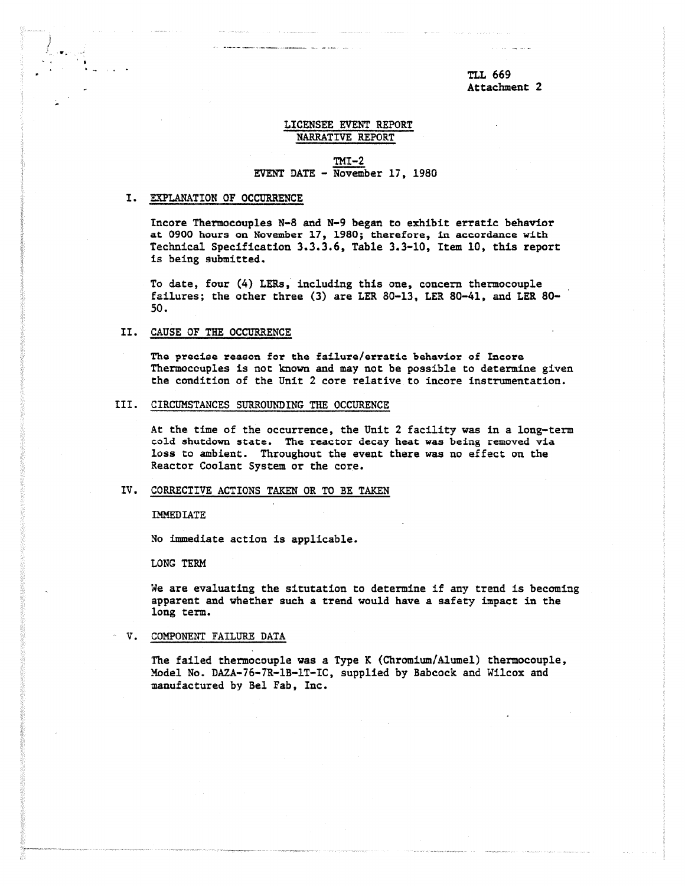TLL 669
Attachment 2

# LICENSEE EVENT REPORT
## NARRATIVE REPORT

### TMI-2
### EVENT DATE - November 17, 1980

## I. EXPLANATION OF OCCURRENCE

Incore Thermocouples N-8 and N-9 began to exhibit erratic behavior at 0900 hours on November 17, 1980; therefore, in accordance with Technical Specification 3.3.3.6, Table 3.3-10, Item 10, this report is being submitted.

To date, four (4) LERs, including this one, concern thermocouple failures; the other three (3) are LER 80-13, LER 80-41, and LER 80-50.

## II. CAUSE OF THE OCCURRENCE

The precise reason for the failure/erratic behavior of Incore Thermocouples is not known and may not be possible to determine given the condition of the Unit 2 core relative to incore instrumentation.

## III. CIRCUMSTANCES SURROUNDING THE OCCURENCE

At the time of the occurrence, the Unit 2 facility was in a long-term cold shutdown state. The reactor decay heat was being removed via loss to ambient. Throughout the event there was no effect on the Reactor Coolant System or the core.

## IV. CORRECTIVE ACTIONS TAKEN OR TO BE TAKEN

IMMEDIATE

No immediate action is applicable.

LONG TERM

We are evaluating the situtation to determine if any trend is becoming apparent and whether such a trend would have a safety impact in the long term.

## V. COMPONENT FAILURE DATA

The failed thermocouple was a Type K (Chromium/Alumel) thermocouple, Model No. DAZA-76-7R-1B-1T-IC, supplied by Babcock and Wilcox and manufactured by Bel Fab, Inc.